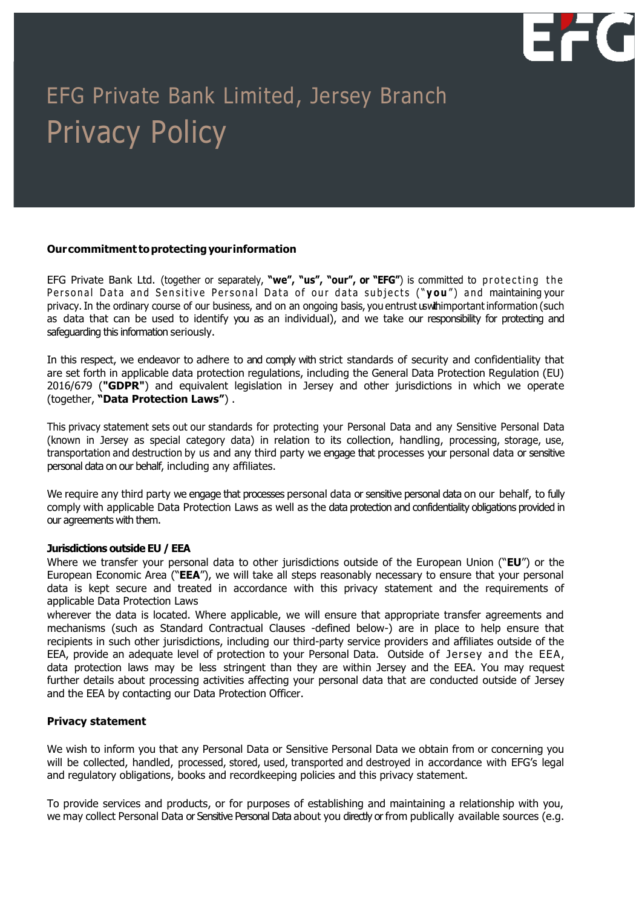# EFG Private Bank Limited, Jersey Branch

# Privacy Policy

### Our commitment to protecting your information

EFG Private Bank Ltd. (together or separately, **"we", "us", "our", or "EFG"**) is committed to protecting the Personal Data and Sensitive Personal Data of our data subjects ("**you**") and maintaining your privacy. In the ordinary course of our business, and on an ongoing basis, you entrust us with important information (such as data that can be used to identify you as an individual), and we take our responsibility for protecting and safeguarding this information seriously.

In this respect, we endeavor to adhere to and comply with strict standards of security and confidentiality that are set forth in applicable data protection regulations, including the General Data Protection Regulation (EU) 2016/679 (**"GDPR"**) and equivalent legislation in Jersey and other jurisdictions in which we operate (together, **"Data Protection Laws"**) .

This privacy statement sets out our standards for protecting your Personal Data and any Sensitive Personal Data (known in Jersey as special category data) in relation to its collection, handling, processing, storage, use, transportation and destruction by us and any third party we engage that processes your personal data or sensitive personal data on our behalf, including any affiliates.

We require any third party we engage that processes personal data or sensitive personal data on our behalf, to fully comply with applicable Data Protection Laws as well as the data protection and confidentiality obligations provided in our agreements with them.

### Jurisdictions outside EU / EEA

Where we transfer your personal data to other jurisdictions outside of the European Union ("**EU**") or the European Economic Area ("**EEA**"), we will take all steps reasonably necessary to ensure that your personal data is kept secure and treated in accordance with this privacy statement and the requirements of applicable Data Protection Laws
wherever the data is located. Where applicable, we will ensure that appropriate transfer agreements and mechanisms (such as Standard Contractual Clauses -defined below-) are in place to help ensure that recipients in such other jurisdictions, including our third-party service providers and affiliates outside of the EEA, provide an adequate level of protection to your Personal Data. Outside of Jersey and the EEA, data protection laws may be less stringent than they are within Jersey and the EEA. You may request further details about processing activities affecting your personal data that are conducted outside of Jersey and the EEA by contacting our Data Protection Officer.

### Privacy statement

We wish to inform you that any Personal Data or Sensitive Personal Data we obtain from or concerning you will be collected, handled, processed, stored, used, transported and destroyed in accordance with EFG's legal and regulatory obligations, books and recordkeeping policies and this privacy statement.

To provide services and products, or for purposes of establishing and maintaining a relationship with you, we may collect Personal Data or Sensitive Personal Data about you directly or from publically available sources (e.g.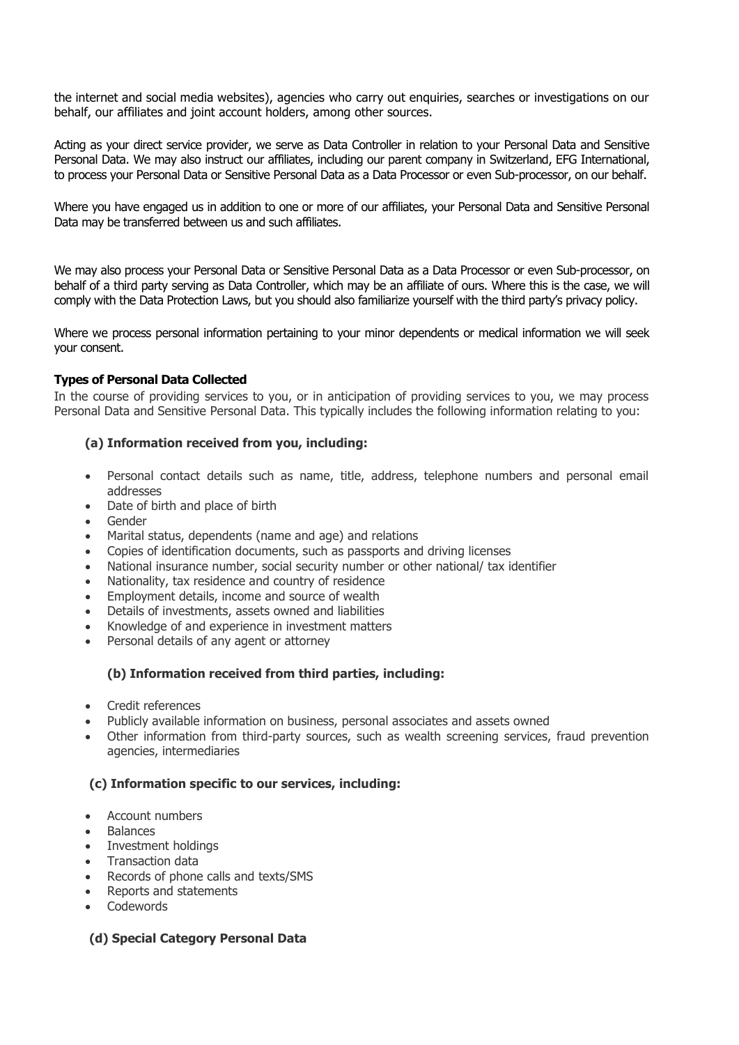the internet and social media websites), agencies who carry out enquiries, searches or investigations on our behalf, our affiliates and joint account holders, among other sources.

Acting as your direct service provider, we serve as Data Controller in relation to your Personal Data and Sensitive Personal Data. We may also instruct our affiliates, including our parent company in Switzerland, EFG International, to process your Personal Data or Sensitive Personal Data as a Data Processor or even Sub-processor, on our behalf.

Where you have engaged us in addition to one or more of our affiliates, your Personal Data and Sensitive Personal Data may be transferred between us and such affiliates.

We may also process your Personal Data or Sensitive Personal Data as a Data Processor or even Sub-processor, on behalf of a third party serving as Data Controller, which may be an affiliate of ours. Where this is the case, we will comply with the Data Protection Laws, but you should also familiarize yourself with the third party's privacy policy.

Where we process personal information pertaining to your minor dependents or medical information we will seek your consent.

**Types of Personal Data Collected**

In the course of providing services to you, or in anticipation of providing services to you, we may process Personal Data and Sensitive Personal Data. This typically includes the following information relating to you:

**(a) Information received from you, including:**

- Personal contact details such as name, title, address, telephone numbers and personal email addresses
- Date of birth and place of birth
- Gender
- Marital status, dependents (name and age) and relations
- Copies of identification documents, such as passports and driving licenses
- National insurance number, social security number or other national/ tax identifier
- Nationality, tax residence and country of residence
- Employment details, income and source of wealth
- Details of investments, assets owned and liabilities
- Knowledge of and experience in investment matters
- Personal details of any agent or attorney

**(b) Information received from third parties, including:**

- Credit references
- Publicly available information on business, personal associates and assets owned
- Other information from third-party sources, such as wealth screening services, fraud prevention agencies, intermediaries

**(c) Information specific to our services, including:**

- Account numbers
- Balances
- Investment holdings
- Transaction data
- Records of phone calls and texts/SMS
- Reports and statements
- Codewords

**(d) Special Category Personal Data**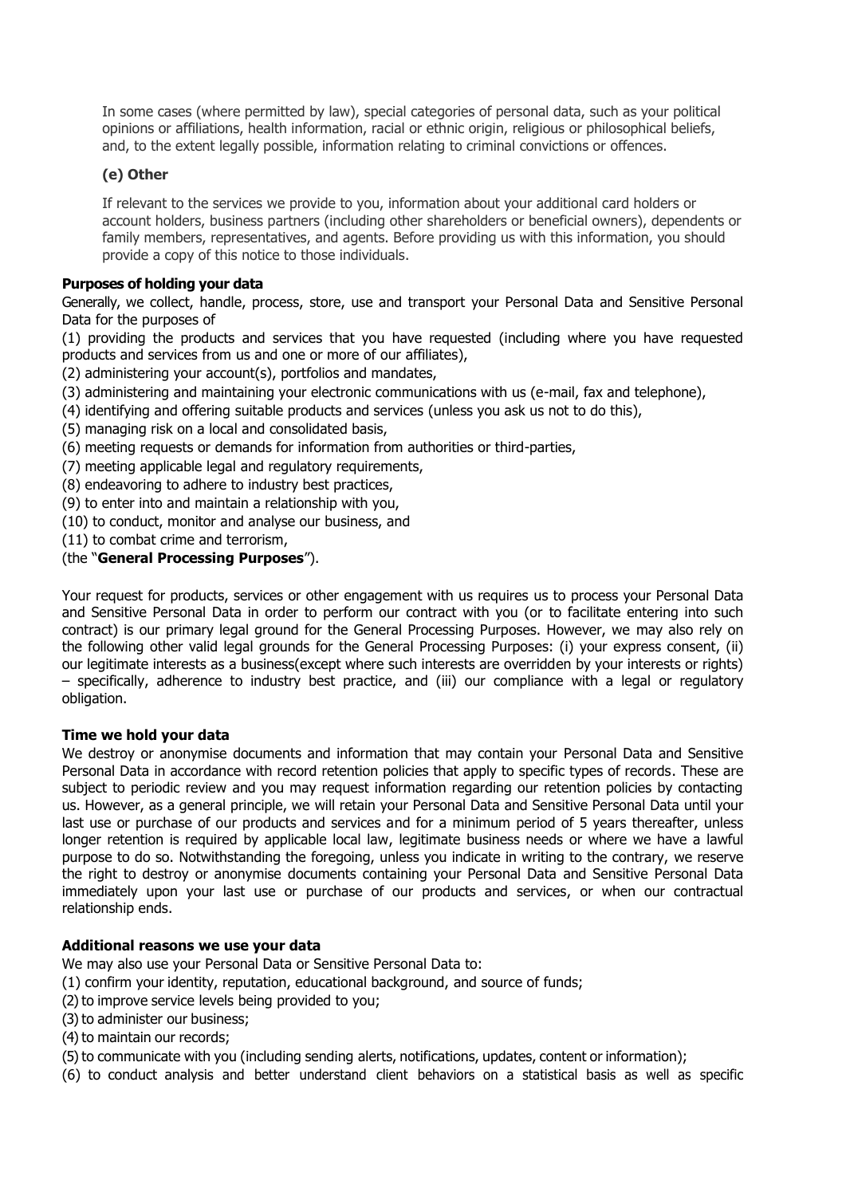In some cases (where permitted by law), special categories of personal data, such as your political opinions or affiliations, health information, racial or ethnic origin, religious or philosophical beliefs, and, to the extent legally possible, information relating to criminal convictions or offences.

**(e) Other**

If relevant to the services we provide to you, information about your additional card holders or account holders, business partners (including other shareholders or beneficial owners), dependents or family members, representatives, and agents. Before providing us with this information, you should provide a copy of this notice to those individuals.

**Purposes of holding your data**

Generally, we collect, handle, process, store, use and transport your Personal Data and Sensitive Personal Data for the purposes of

(1) providing the products and services that you have requested (including where you have requested products and services from us and one or more of our affiliates),
(2) administering your account(s), portfolios and mandates,
(3) administering and maintaining your electronic communications with us (e-mail, fax and telephone),
(4) identifying and offering suitable products and services (unless you ask us not to do this),
(5) managing risk on a local and consolidated basis,
(6) meeting requests or demands for information from authorities or third-parties,
(7) meeting applicable legal and regulatory requirements,
(8) endeavoring to adhere to industry best practices,
(9) to enter into and maintain a relationship with you,
(10) to conduct, monitor and analyse our business, and
(11) to combat crime and terrorism,
(the "**General Processing Purposes**").

Your request for products, services or other engagement with us requires us to process your Personal Data and Sensitive Personal Data in order to perform our contract with you (or to facilitate entering into such contract) is our primary legal ground for the General Processing Purposes. However, we may also rely on the following other valid legal grounds for the General Processing Purposes: (i) your express consent, (ii) our legitimate interests as a business(except where such interests are overridden by your interests or rights) – specifically, adherence to industry best practice, and (iii) our compliance with a legal or regulatory obligation.

**Time we hold your data**

We destroy or anonymise documents and information that may contain your Personal Data and Sensitive Personal Data in accordance with record retention policies that apply to specific types of records. These are subject to periodic review and you may request information regarding our retention policies by contacting us. However, as a general principle, we will retain your Personal Data and Sensitive Personal Data until your last use or purchase of our products and services and for a minimum period of 5 years thereafter, unless longer retention is required by applicable local law, legitimate business needs or where we have a lawful purpose to do so. Notwithstanding the foregoing, unless you indicate in writing to the contrary, we reserve the right to destroy or anonymise documents containing your Personal Data and Sensitive Personal Data immediately upon your last use or purchase of our products and services, or when our contractual relationship ends.

**Additional reasons we use your data**

We may also use your Personal Data or Sensitive Personal Data to:

(1) confirm your identity, reputation, educational background, and source of funds;
(2) to improve service levels being provided to you;
(3) to administer our business;
(4) to maintain our records;
(5) to communicate with you (including sending alerts, notifications, updates, content or information);
(6) to conduct analysis and better understand client behaviors on a statistical basis as well as specific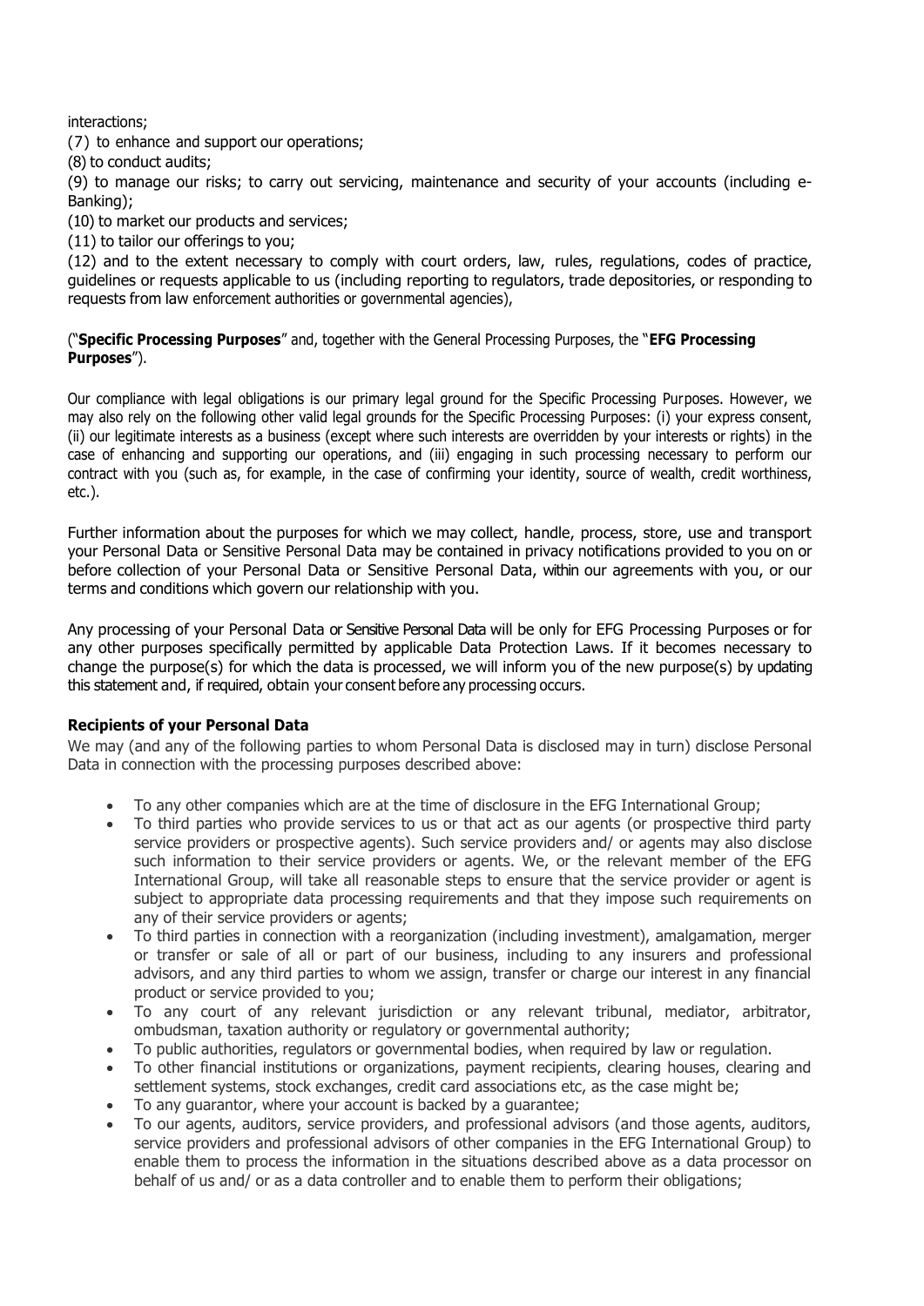interactions;

(7) to enhance and support our operations;

(8) to conduct audits;

(9) to manage our risks; to carry out servicing, maintenance and security of your accounts (including e-Banking);

(10) to market our products and services;

(11) to tailor our offerings to you;

(12) and to the extent necessary to comply with court orders, law, rules, regulations, codes of practice, guidelines or requests applicable to us (including reporting to regulators, trade depositories, or responding to requests from law enforcement authorities or governmental agencies),

("**Specific Processing Purposes**" and, together with the General Processing Purposes, the "**EFG Processing Purposes**").

Our compliance with legal obligations is our primary legal ground for the Specific Processing Purposes. However, we may also rely on the following other valid legal grounds for the Specific Processing Purposes: (i) your express consent, (ii) our legitimate interests as a business (except where such interests are overridden by your interests or rights) in the case of enhancing and supporting our operations, and (iii) engaging in such processing necessary to perform our contract with you (such as, for example, in the case of confirming your identity, source of wealth, credit worthiness, etc.).

Further information about the purposes for which we may collect, handle, process, store, use and transport your Personal Data or Sensitive Personal Data may be contained in privacy notifications provided to you on or before collection of your Personal Data or Sensitive Personal Data, within our agreements with you, or our terms and conditions which govern our relationship with you.

Any processing of your Personal Data or Sensitive Personal Data will be only for EFG Processing Purposes or for any other purposes specifically permitted by applicable Data Protection Laws. If it becomes necessary to change the purpose(s) for which the data is processed, we will inform you of the new purpose(s) by updating this statement and, if required, obtain your consent before any processing occurs.

**Recipients of your Personal Data**

We may (and any of the following parties to whom Personal Data is disclosed may in turn) disclose Personal Data in connection with the processing purposes described above:

- To any other companies which are at the time of disclosure in the EFG International Group;
- To third parties who provide services to us or that act as our agents (or prospective third party service providers or prospective agents). Such service providers and/ or agents may also disclose such information to their service providers or agents. We, or the relevant member of the EFG International Group, will take all reasonable steps to ensure that the service provider or agent is subject to appropriate data processing requirements and that they impose such requirements on any of their service providers or agents;
- To third parties in connection with a reorganization (including investment), amalgamation, merger or transfer or sale of all or part of our business, including to any insurers and professional advisors, and any third parties to whom we assign, transfer or charge our interest in any financial product or service provided to you;
- To any court of any relevant jurisdiction or any relevant tribunal, mediator, arbitrator, ombudsman, taxation authority or regulatory or governmental authority;
- To public authorities, regulators or governmental bodies, when required by law or regulation.
- To other financial institutions or organizations, payment recipients, clearing houses, clearing and settlement systems, stock exchanges, credit card associations etc, as the case might be;
- To any guarantor, where your account is backed by a guarantee;
- To our agents, auditors, service providers, and professional advisors (and those agents, auditors, service providers and professional advisors of other companies in the EFG International Group) to enable them to process the information in the situations described above as a data processor on behalf of us and/ or as a data controller and to enable them to perform their obligations;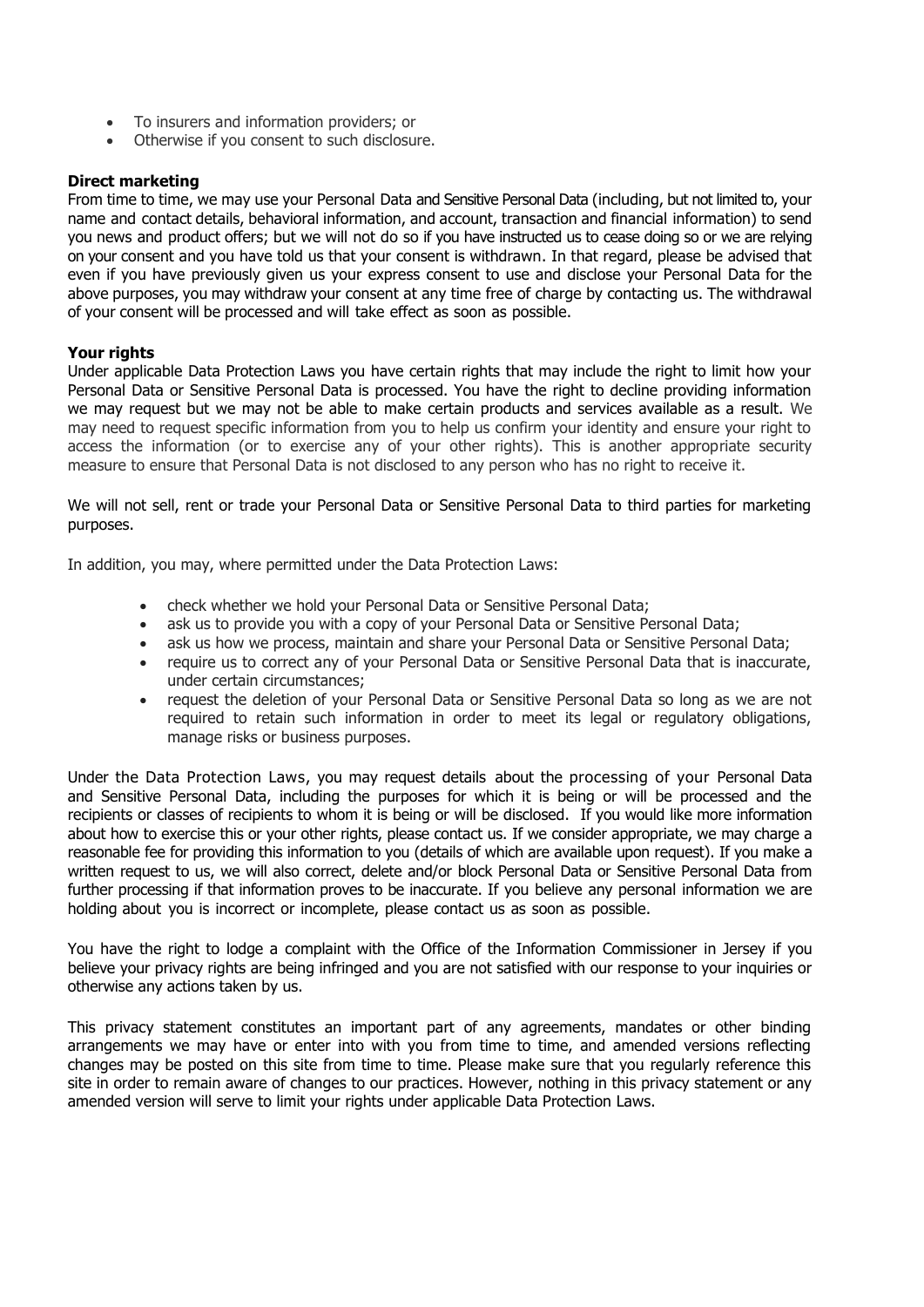- To insurers and information providers; or
- Otherwise if you consent to such disclosure.

**Direct marketing**

From time to time, we may use your Personal Data and Sensitive Personal Data (including, but not limited to, your name and contact details, behavioral information, and account, transaction and financial information) to send you news and product offers; but we will not do so if you have instructed us to cease doing so or we are relying on your consent and you have told us that your consent is withdrawn. In that regard, please be advised that even if you have previously given us your express consent to use and disclose your Personal Data for the above purposes, you may withdraw your consent at any time free of charge by contacting us. The withdrawal of your consent will be processed and will take effect as soon as possible.

**Your rights**

Under applicable Data Protection Laws you have certain rights that may include the right to limit how your Personal Data or Sensitive Personal Data is processed. You have the right to decline providing information we may request but we may not be able to make certain products and services available as a result. We may need to request specific information from you to help us confirm your identity and ensure your right to access the information (or to exercise any of your other rights). This is another appropriate security measure to ensure that Personal Data is not disclosed to any person who has no right to receive it.

We will not sell, rent or trade your Personal Data or Sensitive Personal Data to third parties for marketing purposes.

In addition, you may, where permitted under the Data Protection Laws:

- check whether we hold your Personal Data or Sensitive Personal Data;
- ask us to provide you with a copy of your Personal Data or Sensitive Personal Data;
- ask us how we process, maintain and share your Personal Data or Sensitive Personal Data;
- require us to correct any of your Personal Data or Sensitive Personal Data that is inaccurate, under certain circumstances;
- request the deletion of your Personal Data or Sensitive Personal Data so long as we are not required to retain such information in order to meet its legal or regulatory obligations, manage risks or business purposes.

Under the Data Protection Laws, you may request details about the processing of your Personal Data and Sensitive Personal Data, including the purposes for which it is being or will be processed and the recipients or classes of recipients to whom it is being or will be disclosed. If you would like more information about how to exercise this or your other rights, please contact us. If we consider appropriate, we may charge a reasonable fee for providing this information to you (details of which are available upon request). If you make a written request to us, we will also correct, delete and/or block Personal Data or Sensitive Personal Data from further processing if that information proves to be inaccurate. If you believe any personal information we are holding about you is incorrect or incomplete, please contact us as soon as possible.

You have the right to lodge a complaint with the Office of the Information Commissioner in Jersey if you believe your privacy rights are being infringed and you are not satisfied with our response to your inquiries or otherwise any actions taken by us.

This privacy statement constitutes an important part of any agreements, mandates or other binding arrangements we may have or enter into with you from time to time, and amended versions reflecting changes may be posted on this site from time to time. Please make sure that you regularly reference this site in order to remain aware of changes to our practices. However, nothing in this privacy statement or any amended version will serve to limit your rights under applicable Data Protection Laws.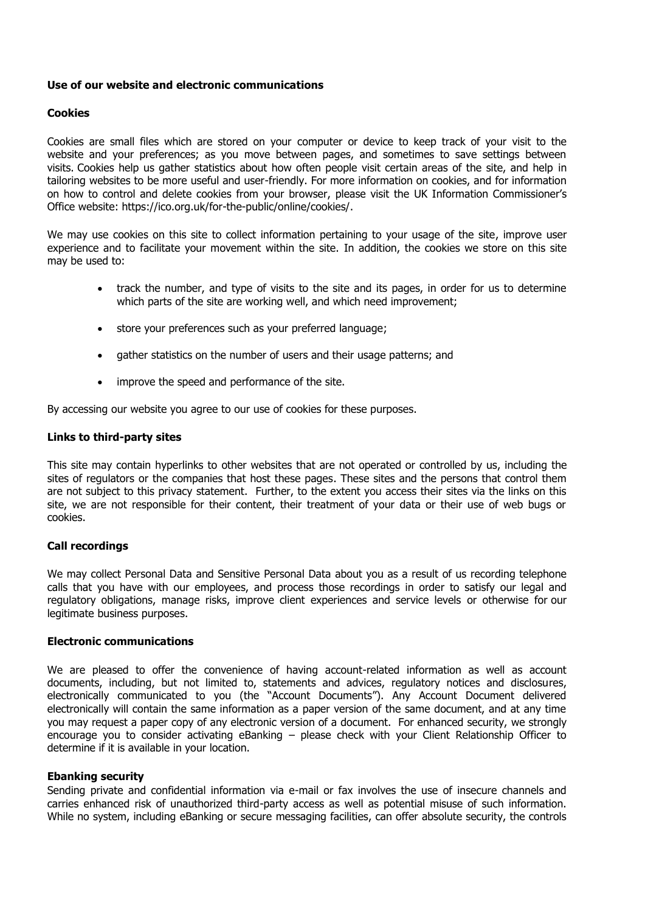**Use of our website and electronic communications**

**Cookies**

Cookies are small files which are stored on your computer or device to keep track of your visit to the website and your preferences; as you move between pages, and sometimes to save settings between visits. Cookies help us gather statistics about how often people visit certain areas of the site, and help in tailoring websites to be more useful and user-friendly. For more information on cookies, and for information on how to control and delete cookies from your browser, please visit the UK Information Commissioner's Office website: https://ico.org.uk/for-the-public/online/cookies/.

We may use cookies on this site to collect information pertaining to your usage of the site, improve user experience and to facilitate your movement within the site. In addition, the cookies we store on this site may be used to:

- track the number, and type of visits to the site and its pages, in order for us to determine which parts of the site are working well, and which need improvement;
- store your preferences such as your preferred language;
- gather statistics on the number of users and their usage patterns; and
- improve the speed and performance of the site.

By accessing our website you agree to our use of cookies for these purposes.

**Links to third-party sites**

This site may contain hyperlinks to other websites that are not operated or controlled by us, including the sites of regulators or the companies that host these pages. These sites and the persons that control them are not subject to this privacy statement. Further, to the extent you access their sites via the links on this site, we are not responsible for their content, their treatment of your data or their use of web bugs or cookies.

**Call recordings**

We may collect Personal Data and Sensitive Personal Data about you as a result of us recording telephone calls that you have with our employees, and process those recordings in order to satisfy our legal and regulatory obligations, manage risks, improve client experiences and service levels or otherwise for our legitimate business purposes.

**Electronic communications**

We are pleased to offer the convenience of having account-related information as well as account documents, including, but not limited to, statements and advices, regulatory notices and disclosures, electronically communicated to you (the "Account Documents"). Any Account Document delivered electronically will contain the same information as a paper version of the same document, and at any time you may request a paper copy of any electronic version of a document. For enhanced security, we strongly encourage you to consider activating eBanking – please check with your Client Relationship Officer to determine if it is available in your location.

**Ebanking security**

Sending private and confidential information via e-mail or fax involves the use of insecure channels and carries enhanced risk of unauthorized third-party access as well as potential misuse of such information. While no system, including eBanking or secure messaging facilities, can offer absolute security, the controls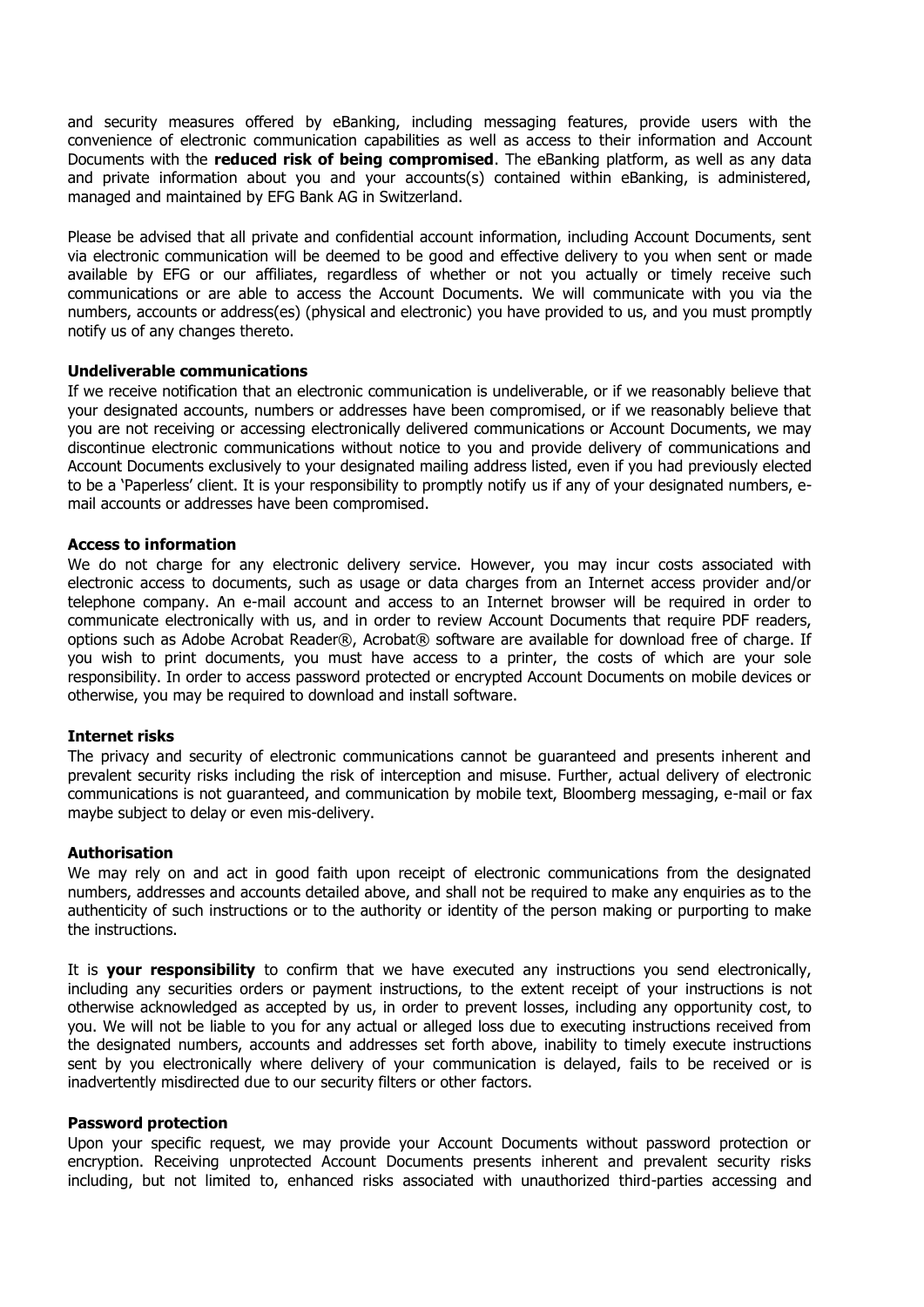and security measures offered by eBanking, including messaging features, provide users with the convenience of electronic communication capabilities as well as access to their information and Account Documents with the **reduced risk of being compromised**. The eBanking platform, as well as any data and private information about you and your accounts(s) contained within eBanking, is administered, managed and maintained by EFG Bank AG in Switzerland.

Please be advised that all private and confidential account information, including Account Documents, sent via electronic communication will be deemed to be good and effective delivery to you when sent or made available by EFG or our affiliates, regardless of whether or not you actually or timely receive such communications or are able to access the Account Documents. We will communicate with you via the numbers, accounts or address(es) (physical and electronic) you have provided to us, and you must promptly notify us of any changes thereto.

**Undeliverable communications**

If we receive notification that an electronic communication is undeliverable, or if we reasonably believe that your designated accounts, numbers or addresses have been compromised, or if we reasonably believe that you are not receiving or accessing electronically delivered communications or Account Documents, we may discontinue electronic communications without notice to you and provide delivery of communications and Account Documents exclusively to your designated mailing address listed, even if you had previously elected to be a 'Paperless' client. It is your responsibility to promptly notify us if any of your designated numbers, e-mail accounts or addresses have been compromised.

**Access to information**

We do not charge for any electronic delivery service. However, you may incur costs associated with electronic access to documents, such as usage or data charges from an Internet access provider and/or telephone company. An e-mail account and access to an Internet browser will be required in order to communicate electronically with us, and in order to review Account Documents that require PDF readers, options such as Adobe Acrobat Reader®, Acrobat® software are available for download free of charge. If you wish to print documents, you must have access to a printer, the costs of which are your sole responsibility. In order to access password protected or encrypted Account Documents on mobile devices or otherwise, you may be required to download and install software.

**Internet risks**

The privacy and security of electronic communications cannot be guaranteed and presents inherent and prevalent security risks including the risk of interception and misuse. Further, actual delivery of electronic communications is not guaranteed, and communication by mobile text, Bloomberg messaging, e-mail or fax maybe subject to delay or even mis-delivery.

**Authorisation**

We may rely on and act in good faith upon receipt of electronic communications from the designated numbers, addresses and accounts detailed above, and shall not be required to make any enquiries as to the authenticity of such instructions or to the authority or identity of the person making or purporting to make the instructions.

It is **your responsibility** to confirm that we have executed any instructions you send electronically, including any securities orders or payment instructions, to the extent receipt of your instructions is not otherwise acknowledged as accepted by us, in order to prevent losses, including any opportunity cost, to you. We will not be liable to you for any actual or alleged loss due to executing instructions received from the designated numbers, accounts and addresses set forth above, inability to timely execute instructions sent by you electronically where delivery of your communication is delayed, fails to be received or is inadvertently misdirected due to our security filters or other factors.

**Password protection**

Upon your specific request, we may provide your Account Documents without password protection or encryption. Receiving unprotected Account Documents presents inherent and prevalent security risks including, but not limited to, enhanced risks associated with unauthorized third-parties accessing and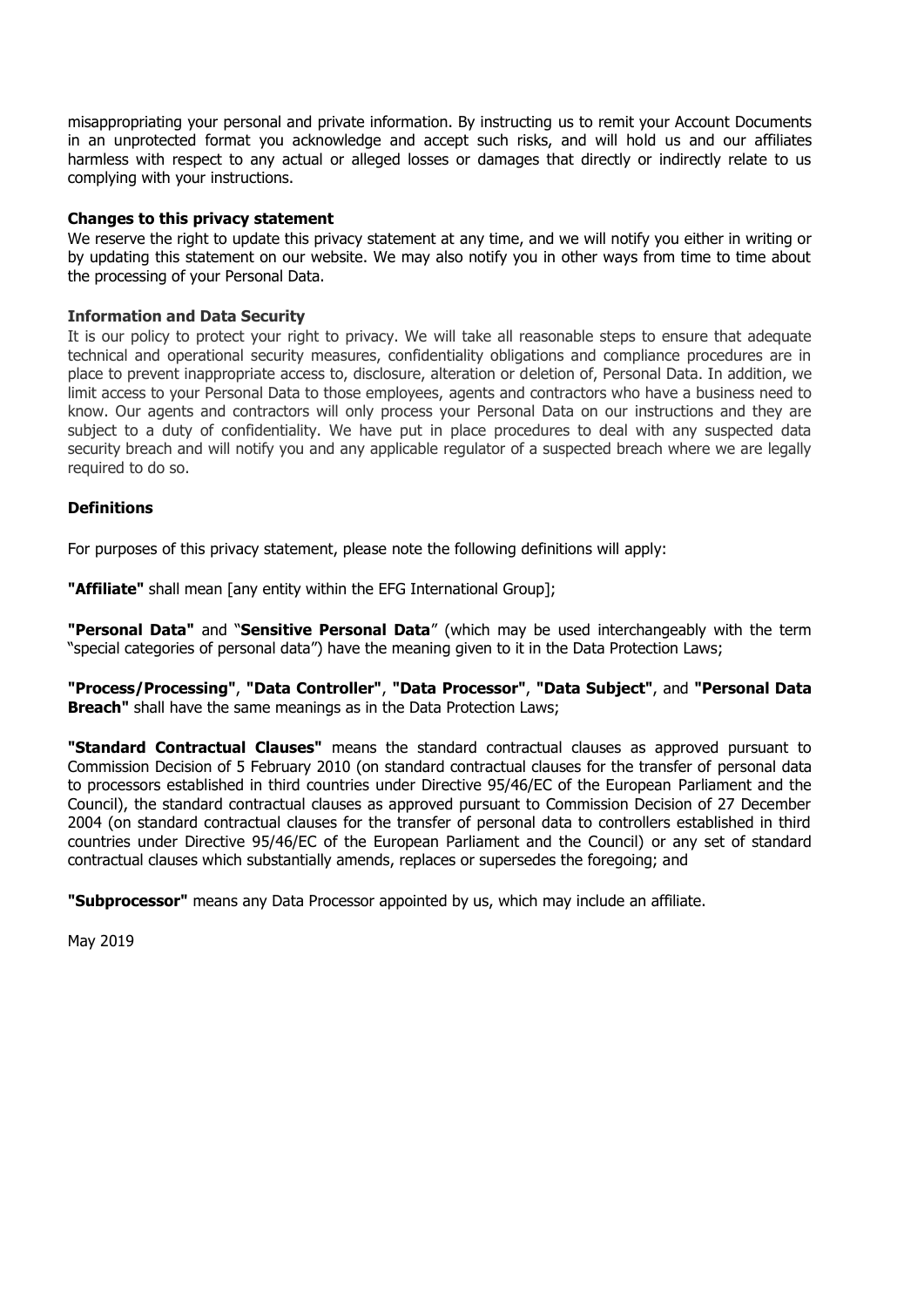misappropriating your personal and private information. By instructing us to remit your Account Documents in an unprotected format you acknowledge and accept such risks, and will hold us and our affiliates harmless with respect to any actual or alleged losses or damages that directly or indirectly relate to us complying with your instructions.

**Changes to this privacy statement**

We reserve the right to update this privacy statement at any time, and we will notify you either in writing or by updating this statement on our website. We may also notify you in other ways from time to time about the processing of your Personal Data.

**Information and Data Security**

It is our policy to protect your right to privacy. We will take all reasonable steps to ensure that adequate technical and operational security measures, confidentiality obligations and compliance procedures are in place to prevent inappropriate access to, disclosure, alteration or deletion of, Personal Data. In addition, we limit access to your Personal Data to those employees, agents and contractors who have a business need to know. Our agents and contractors will only process your Personal Data on our instructions and they are subject to a duty of confidentiality. We have put in place procedures to deal with any suspected data security breach and will notify you and any applicable regulator of a suspected breach where we are legally required to do so.

**Definitions**

For purposes of this privacy statement, please note the following definitions will apply:

**"Affiliate"** shall mean [any entity within the EFG International Group];

**"Personal Data"** and "**Sensitive Personal Data**" (which may be used interchangeably with the term "special categories of personal data") have the meaning given to it in the Data Protection Laws;

**"Process/Processing"**, **"Data Controller"**, **"Data Processor"**, **"Data Subject"**, and **"Personal Data Breach"** shall have the same meanings as in the Data Protection Laws;

**"Standard Contractual Clauses"** means the standard contractual clauses as approved pursuant to Commission Decision of 5 February 2010 (on standard contractual clauses for the transfer of personal data to processors established in third countries under Directive 95/46/EC of the European Parliament and the Council), the standard contractual clauses as approved pursuant to Commission Decision of 27 December 2004 (on standard contractual clauses for the transfer of personal data to controllers established in third countries under Directive 95/46/EC of the European Parliament and the Council) or any set of standard contractual clauses which substantially amends, replaces or supersedes the foregoing; and

**"Subprocessor"** means any Data Processor appointed by us, which may include an affiliate.

May 2019